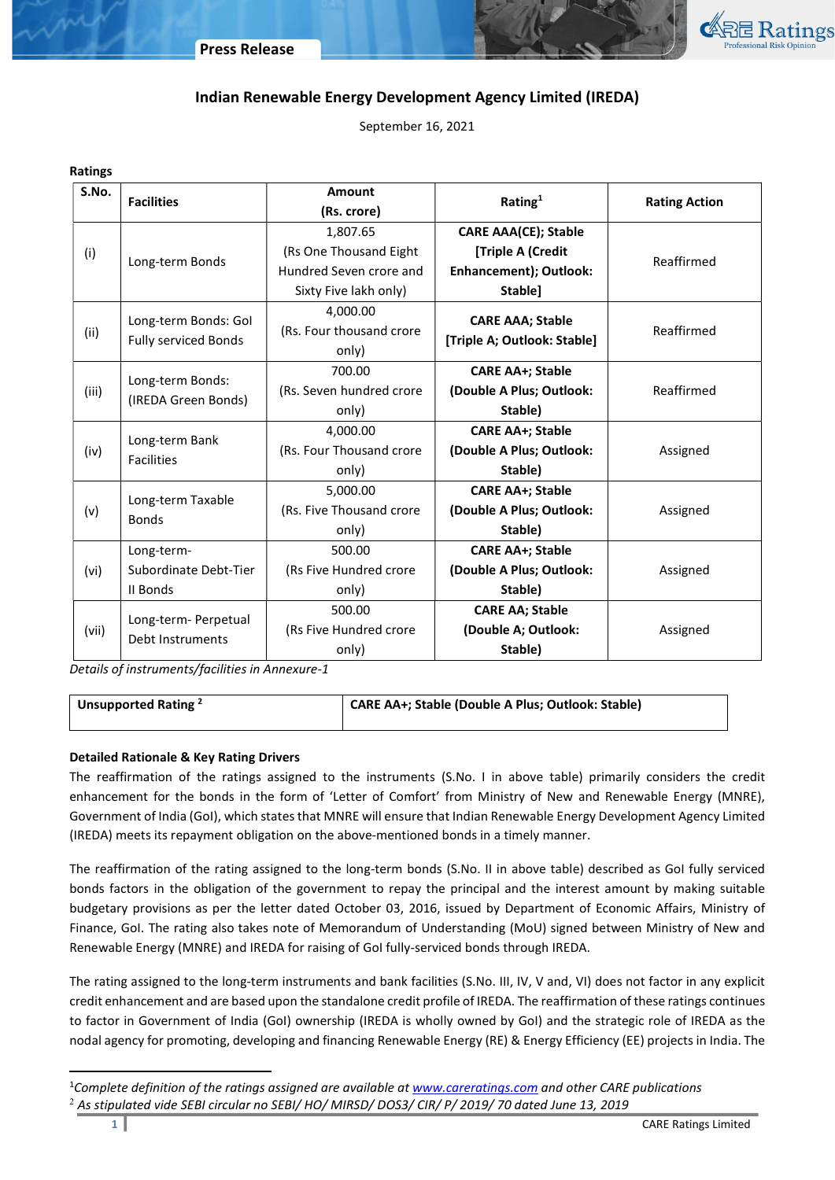Press Release

# Indian Renewable Energy Development Agency Limited (IREDA)

September 16, 2021

**Ratings**

| S.No. | Facilities | Amount (Rs. crore) | Rating[1] | Rating Action |
|---|---|---|---|---|
| (i) | Long-term Bonds | 1,807.65 (Rs One Thousand Eight Hundred Seven crore and Sixty Five lakh only) | **CARE AAA(CE); Stable [Triple A (Credit Enhancement); Outlook: Stable]** | Reaffirmed |
| (ii) | Long-term Bonds: GoI Fully serviced Bonds | 4,000.00 (Rs. Four thousand crore only) | **CARE AAA; Stable [Triple A; Outlook: Stable]** | Reaffirmed |
| (iii) | Long-term Bonds: (IREDA Green Bonds) | 700.00 (Rs. Seven hundred crore only) | **CARE AA+; Stable (Double A Plus; Outlook: Stable)** | Reaffirmed |
| (iv) | Long-term Bank Facilities | 4,000.00 (Rs. Four Thousand crore only) | **CARE AA+; Stable (Double A Plus; Outlook: Stable)** | Assigned |
| (v) | Long-term Taxable Bonds | 5,000.00 (Rs. Five Thousand crore only) | **CARE AA+; Stable (Double A Plus; Outlook: Stable)** | Assigned |
| (vi) | Long-term-Subordinate Debt-Tier II Bonds | 500.00 (Rs Five Hundred crore only) | **CARE AA+; Stable (Double A Plus; Outlook: Stable)** | Assigned |
| (vii) | Long-term- Perpetual Debt Instruments | 500.00 (Rs Five Hundred crore only) | **CARE AA; Stable (Double A; Outlook: Stable)** | Assigned |

*Details of instruments/facilities in Annexure-1*

| **Unsupported Rating [2]** | **CARE AA+; Stable (Double A Plus; Outlook: Stable)** |
|---|---|

**Detailed Rationale & Key Rating Drivers**

The reaffirmation of the ratings assigned to the instruments (S.No. I in above table) primarily considers the credit enhancement for the bonds in the form of 'Letter of Comfort' from Ministry of New and Renewable Energy (MNRE), Government of India (GoI), which states that MNRE will ensure that Indian Renewable Energy Development Agency Limited (IREDA) meets its repayment obligation on the above-mentioned bonds in a timely manner.

The reaffirmation of the rating assigned to the long-term bonds (S.No. II in above table) described as GoI fully serviced bonds factors in the obligation of the government to repay the principal and the interest amount by making suitable budgetary provisions as per the letter dated October 03, 2016, issued by Department of Economic Affairs, Ministry of Finance, GoI. The rating also takes note of Memorandum of Understanding (MoU) signed between Ministry of New and Renewable Energy (MNRE) and IREDA for raising of GoI fully-serviced bonds through IREDA.

The rating assigned to the long-term instruments and bank facilities (S.No. III, IV, V and, VI) does not factor in any explicit credit enhancement and are based upon the standalone credit profile of IREDA. The reaffirmation of these ratings continues to factor in Government of India (GoI) ownership (IREDA is wholly owned by GoI) and the strategic role of IREDA as the nodal agency for promoting, developing and financing Renewable Energy (RE) & Energy Efficiency (EE) projects in India. The

---

[1] *Complete definition of the ratings assigned are available at www.careratings.com and other CARE publications*

[2] *As stipulated vide SEBI circular no SEBI/ HO/ MIRSD/ DOS3/ CIR/ P/ 2019/ 70 dated June 13, 2019*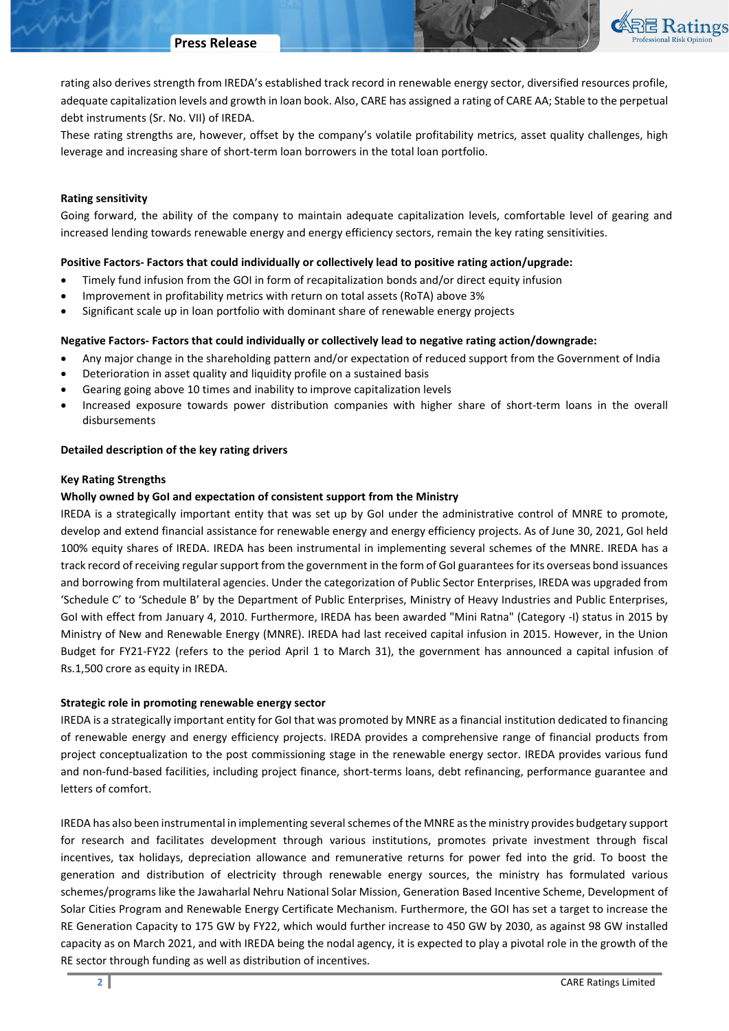rating also derives strength from IREDA's established track record in renewable energy sector, diversified resources profile, adequate capitalization levels and growth in loan book. Also, CARE has assigned a rating of CARE AA; Stable to the perpetual debt instruments (Sr. No. VII) of IREDA.
These rating strengths are, however, offset by the company's volatile profitability metrics, asset quality challenges, high leverage and increasing share of short-term loan borrowers in the total loan portfolio.

**Rating sensitivity**
Going forward, the ability of the company to maintain adequate capitalization levels, comfortable level of gearing and increased lending towards renewable energy and energy efficiency sectors, remain the key rating sensitivities.

**Positive Factors- Factors that could individually or collectively lead to positive rating action/upgrade:**

- Timely fund infusion from the GOI in form of recapitalization bonds and/or direct equity infusion
- Improvement in profitability metrics with return on total assets (RoTA) above 3%
- Significant scale up in loan portfolio with dominant share of renewable energy projects

**Negative Factors- Factors that could individually or collectively lead to negative rating action/downgrade:**

- Any major change in the shareholding pattern and/or expectation of reduced support from the Government of India
- Deterioration in asset quality and liquidity profile on a sustained basis
- Gearing going above 10 times and inability to improve capitalization levels
- Increased exposure towards power distribution companies with higher share of short-term loans in the overall disbursements

**Detailed description of the key rating drivers**

**Key Rating Strengths**

**Wholly owned by GoI and expectation of consistent support from the Ministry**
IREDA is a strategically important entity that was set up by GoI under the administrative control of MNRE to promote, develop and extend financial assistance for renewable energy and energy efficiency projects. As of June 30, 2021, GoI held 100% equity shares of IREDA. IREDA has been instrumental in implementing several schemes of the MNRE. IREDA has a track record of receiving regular support from the government in the form of GoI guarantees for its overseas bond issuances and borrowing from multilateral agencies. Under the categorization of Public Sector Enterprises, IREDA was upgraded from 'Schedule C' to 'Schedule B' by the Department of Public Enterprises, Ministry of Heavy Industries and Public Enterprises, GoI with effect from January 4, 2010. Furthermore, IREDA has been awarded "Mini Ratna" (Category -I) status in 2015 by Ministry of New and Renewable Energy (MNRE). IREDA had last received capital infusion in 2015. However, in the Union Budget for FY21-FY22 (refers to the period April 1 to March 31), the government has announced a capital infusion of Rs.1,500 crore as equity in IREDA.

**Strategic role in promoting renewable energy sector**
IREDA is a strategically important entity for GoI that was promoted by MNRE as a financial institution dedicated to financing of renewable energy and energy efficiency projects. IREDA provides a comprehensive range of financial products from project conceptualization to the post commissioning stage in the renewable energy sector. IREDA provides various fund and non-fund-based facilities, including project finance, short-terms loans, debt refinancing, performance guarantee and letters of comfort.

IREDA has also been instrumental in implementing several schemes of the MNRE as the ministry provides budgetary support for research and facilitates development through various institutions, promotes private investment through fiscal incentives, tax holidays, depreciation allowance and remunerative returns for power fed into the grid. To boost the generation and distribution of electricity through renewable energy sources, the ministry has formulated various schemes/programs like the Jawaharlal Nehru National Solar Mission, Generation Based Incentive Scheme, Development of Solar Cities Program and Renewable Energy Certificate Mechanism. Furthermore, the GOI has set a target to increase the RE Generation Capacity to 175 GW by FY22, which would further increase to 450 GW by 2030, as against 98 GW installed capacity as on March 2021, and with IREDA being the nodal agency, it is expected to play a pivotal role in the growth of the RE sector through funding as well as distribution of incentives.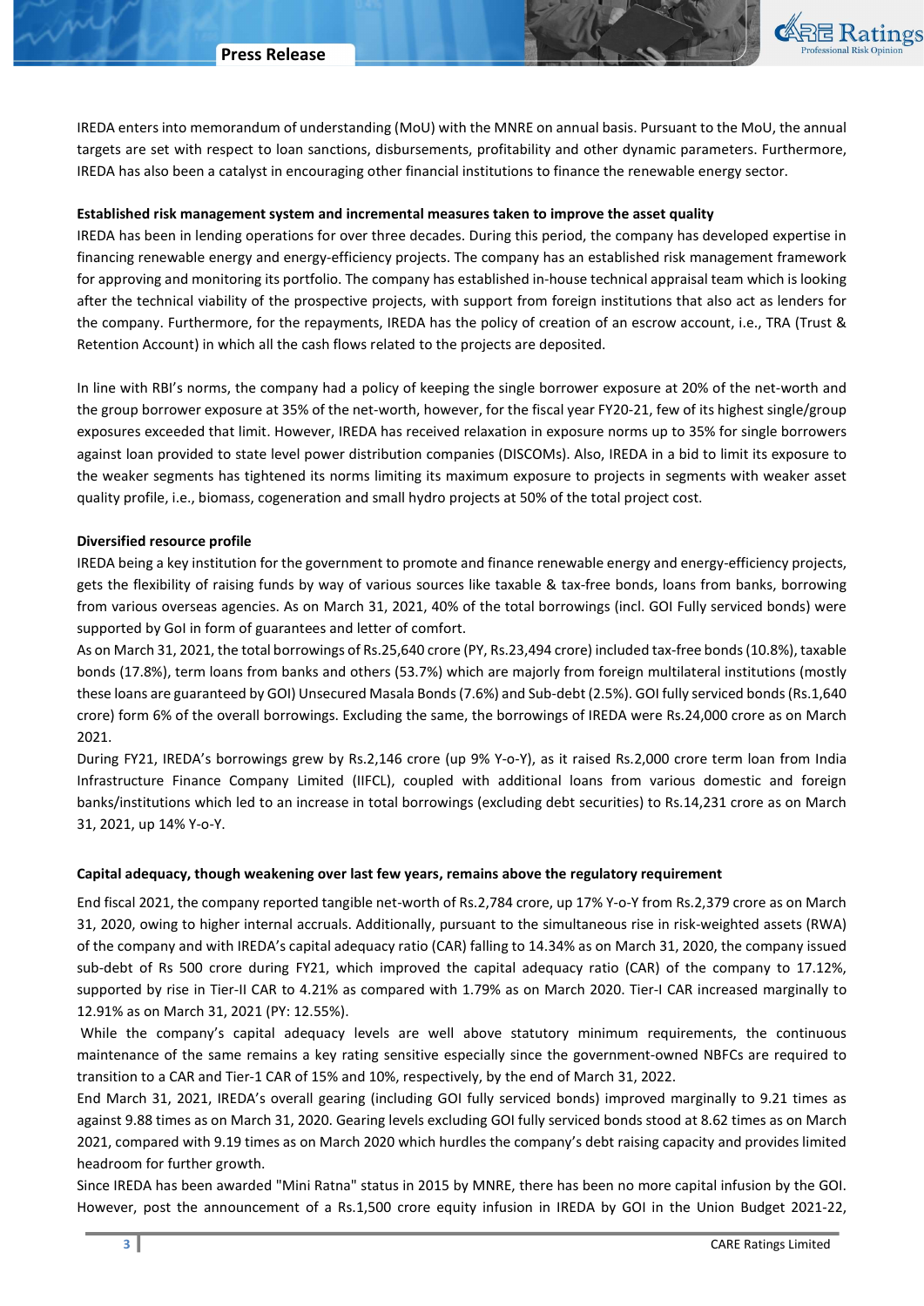IREDA enters into memorandum of understanding (MoU) with the MNRE on annual basis. Pursuant to the MoU, the annual targets are set with respect to loan sanctions, disbursements, profitability and other dynamic parameters. Furthermore, IREDA has also been a catalyst in encouraging other financial institutions to finance the renewable energy sector.

**Established risk management system and incremental measures taken to improve the asset quality**

IREDA has been in lending operations for over three decades. During this period, the company has developed expertise in financing renewable energy and energy-efficiency projects. The company has an established risk management framework for approving and monitoring its portfolio. The company has established in-house technical appraisal team which is looking after the technical viability of the prospective projects, with support from foreign institutions that also act as lenders for the company. Furthermore, for the repayments, IREDA has the policy of creation of an escrow account, i.e., TRA (Trust & Retention Account) in which all the cash flows related to the projects are deposited.

In line with RBI's norms, the company had a policy of keeping the single borrower exposure at 20% of the net-worth and the group borrower exposure at 35% of the net-worth, however, for the fiscal year FY20-21, few of its highest single/group exposures exceeded that limit. However, IREDA has received relaxation in exposure norms up to 35% for single borrowers against loan provided to state level power distribution companies (DISCOMs). Also, IREDA in a bid to limit its exposure to the weaker segments has tightened its norms limiting its maximum exposure to projects in segments with weaker asset quality profile, i.e., biomass, cogeneration and small hydro projects at 50% of the total project cost.

**Diversified resource profile**

IREDA being a key institution for the government to promote and finance renewable energy and energy-efficiency projects, gets the flexibility of raising funds by way of various sources like taxable & tax-free bonds, loans from banks, borrowing from various overseas agencies. As on March 31, 2021, 40% of the total borrowings (incl. GOI Fully serviced bonds) were supported by GoI in form of guarantees and letter of comfort.

As on March 31, 2021, the total borrowings of Rs.25,640 crore (PY, Rs.23,494 crore) included tax-free bonds (10.8%), taxable bonds (17.8%), term loans from banks and others (53.7%) which are majorly from foreign multilateral institutions (mostly these loans are guaranteed by GOI) Unsecured Masala Bonds (7.6%) and Sub-debt (2.5%). GOI fully serviced bonds (Rs.1,640 crore) form 6% of the overall borrowings. Excluding the same, the borrowings of IREDA were Rs.24,000 crore as on March 2021.

During FY21, IREDA's borrowings grew by Rs.2,146 crore (up 9% Y-o-Y), as it raised Rs.2,000 crore term loan from India Infrastructure Finance Company Limited (IIFCL), coupled with additional loans from various domestic and foreign banks/institutions which led to an increase in total borrowings (excluding debt securities) to Rs.14,231 crore as on March 31, 2021, up 14% Y-o-Y.

**Capital adequacy, though weakening over last few years, remains above the regulatory requirement**

End fiscal 2021, the company reported tangible net-worth of Rs.2,784 crore, up 17% Y-o-Y from Rs.2,379 crore as on March 31, 2020, owing to higher internal accruals. Additionally, pursuant to the simultaneous rise in risk-weighted assets (RWA) of the company and with IREDA's capital adequacy ratio (CAR) falling to 14.34% as on March 31, 2020, the company issued sub-debt of Rs 500 crore during FY21, which improved the capital adequacy ratio (CAR) of the company to 17.12%, supported by rise in Tier-II CAR to 4.21% as compared with 1.79% as on March 2020. Tier-I CAR increased marginally to 12.91% as on March 31, 2021 (PY: 12.55%).

While the company's capital adequacy levels are well above statutory minimum requirements, the continuous maintenance of the same remains a key rating sensitive especially since the government-owned NBFCs are required to transition to a CAR and Tier-1 CAR of 15% and 10%, respectively, by the end of March 31, 2022.

End March 31, 2021, IREDA's overall gearing (including GOI fully serviced bonds) improved marginally to 9.21 times as against 9.88 times as on March 31, 2020. Gearing levels excluding GOI fully serviced bonds stood at 8.62 times as on March 2021, compared with 9.19 times as on March 2020 which hurdles the company's debt raising capacity and provides limited headroom for further growth.

Since IREDA has been awarded "Mini Ratna" status in 2015 by MNRE, there has been no more capital infusion by the GOI. However, post the announcement of a Rs.1,500 crore equity infusion in IREDA by GOI in the Union Budget 2021-22,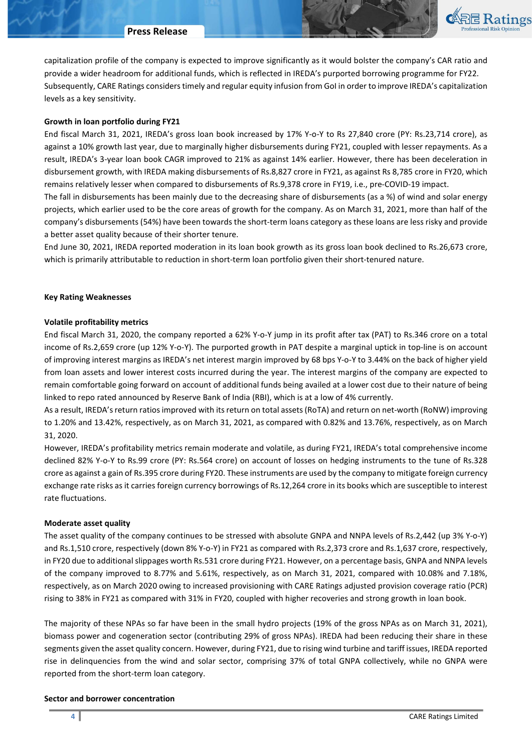capitalization profile of the company is expected to improve significantly as it would bolster the company's CAR ratio and provide a wider headroom for additional funds, which is reflected in IREDA's purported borrowing programme for FY22. Subsequently, CARE Ratings considers timely and regular equity infusion from GoI in order to improve IREDA's capitalization levels as a key sensitivity.

**Growth in loan portfolio during FY21**

End fiscal March 31, 2021, IREDA's gross loan book increased by 17% Y-o-Y to Rs 27,840 crore (PY: Rs.23,714 crore), as against a 10% growth last year, due to marginally higher disbursements during FY21, coupled with lesser repayments. As a result, IREDA's 3-year loan book CAGR improved to 21% as against 14% earlier. However, there has been deceleration in disbursement growth, with IREDA making disbursements of Rs.8,827 crore in FY21, as against Rs 8,785 crore in FY20, which remains relatively lesser when compared to disbursements of Rs.9,378 crore in FY19, i.e., pre-COVID-19 impact.

The fall in disbursements has been mainly due to the decreasing share of disbursements (as a %) of wind and solar energy projects, which earlier used to be the core areas of growth for the company. As on March 31, 2021, more than half of the company's disbursements (54%) have been towards the short-term loans category as these loans are less risky and provide a better asset quality because of their shorter tenure.

End June 30, 2021, IREDA reported moderation in its loan book growth as its gross loan book declined to Rs.26,673 crore, which is primarily attributable to reduction in short-term loan portfolio given their short-tenured nature.

**Key Rating Weaknesses**

**Volatile profitability metrics**

End fiscal March 31, 2020, the company reported a 62% Y-o-Y jump in its profit after tax (PAT) to Rs.346 crore on a total income of Rs.2,659 crore (up 12% Y-o-Y). The purported growth in PAT despite a marginal uptick in top-line is on account of improving interest margins as IREDA's net interest margin improved by 68 bps Y-o-Y to 3.44% on the back of higher yield from loan assets and lower interest costs incurred during the year. The interest margins of the company are expected to remain comfortable going forward on account of additional funds being availed at a lower cost due to their nature of being linked to repo rated announced by Reserve Bank of India (RBI), which is at a low of 4% currently.

As a result, IREDA's return ratios improved with its return on total assets (RoTA) and return on net-worth (RoNW) improving to 1.20% and 13.42%, respectively, as on March 31, 2021, as compared with 0.82% and 13.76%, respectively, as on March 31, 2020.

However, IREDA's profitability metrics remain moderate and volatile, as during FY21, IREDA's total comprehensive income declined 82% Y-o-Y to Rs.99 crore (PY: Rs.564 crore) on account of losses on hedging instruments to the tune of Rs.328 crore as against a gain of Rs.395 crore during FY20. These instruments are used by the company to mitigate foreign currency exchange rate risks as it carries foreign currency borrowings of Rs.12,264 crore in its books which are susceptible to interest rate fluctuations.

**Moderate asset quality**

The asset quality of the company continues to be stressed with absolute GNPA and NNPA levels of Rs.2,442 (up 3% Y-o-Y) and Rs.1,510 crore, respectively (down 8% Y-o-Y) in FY21 as compared with Rs.2,373 crore and Rs.1,637 crore, respectively, in FY20 due to additional slippages worth Rs.531 crore during FY21. However, on a percentage basis, GNPA and NNPA levels of the company improved to 8.77% and 5.61%, respectively, as on March 31, 2021, compared with 10.08% and 7.18%, respectively, as on March 2020 owing to increased provisioning with CARE Ratings adjusted provision coverage ratio (PCR) rising to 38% in FY21 as compared with 31% in FY20, coupled with higher recoveries and strong growth in loan book.

The majority of these NPAs so far have been in the small hydro projects (19% of the gross NPAs as on March 31, 2021), biomass power and cogeneration sector (contributing 29% of gross NPAs). IREDA had been reducing their share in these segments given the asset quality concern. However, during FY21, due to rising wind turbine and tariff issues, IREDA reported rise in delinquencies from the wind and solar sector, comprising 37% of total GNPA collectively, while no GNPA were reported from the short-term loan category.

**Sector and borrower concentration**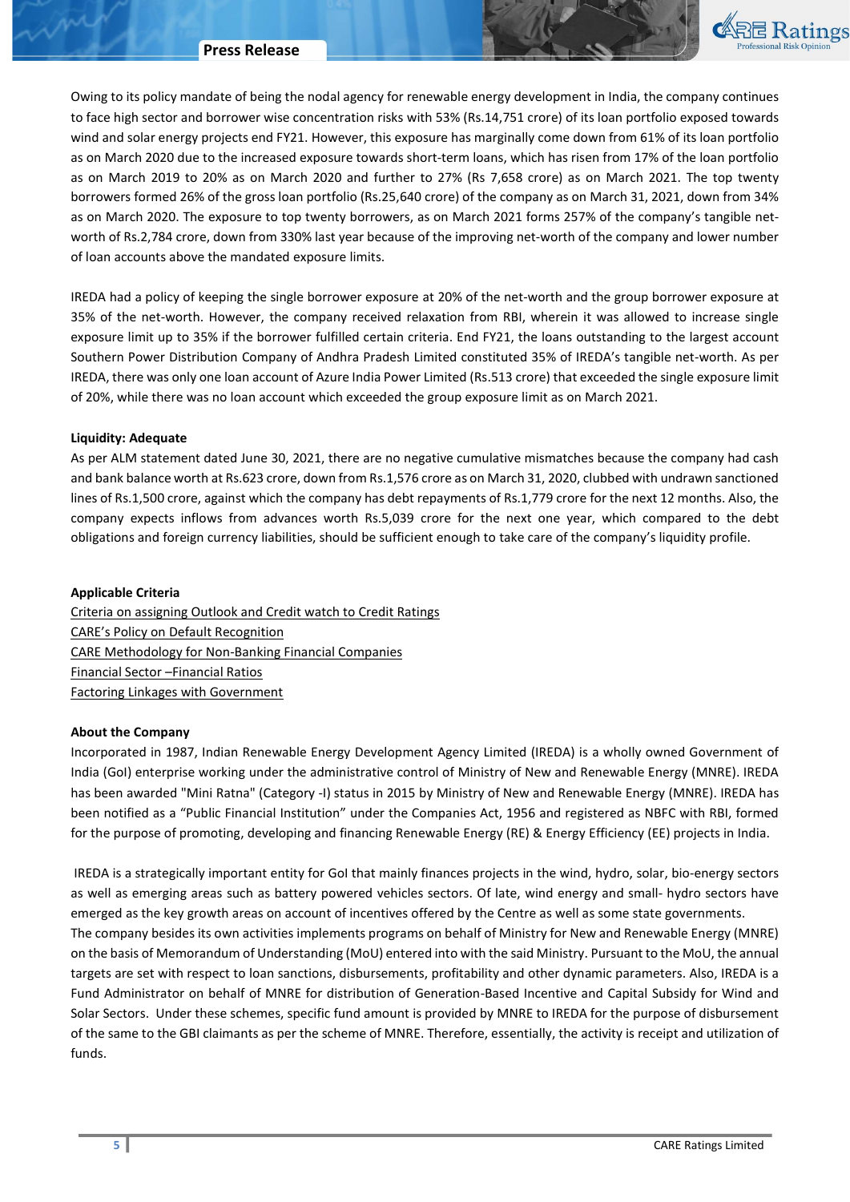Owing to its policy mandate of being the nodal agency for renewable energy development in India, the company continues to face high sector and borrower wise concentration risks with 53% (Rs.14,751 crore) of its loan portfolio exposed towards wind and solar energy projects end FY21. However, this exposure has marginally come down from 61% of its loan portfolio as on March 2020 due to the increased exposure towards short-term loans, which has risen from 17% of the loan portfolio as on March 2019 to 20% as on March 2020 and further to 27% (Rs 7,658 crore) as on March 2021. The top twenty borrowers formed 26% of the gross loan portfolio (Rs.25,640 crore) of the company as on March 31, 2021, down from 34% as on March 2020. The exposure to top twenty borrowers, as on March 2021 forms 257% of the company's tangible net-worth of Rs.2,784 crore, down from 330% last year because of the improving net-worth of the company and lower number of loan accounts above the mandated exposure limits.

IREDA had a policy of keeping the single borrower exposure at 20% of the net-worth and the group borrower exposure at 35% of the net-worth. However, the company received relaxation from RBI, wherein it was allowed to increase single exposure limit up to 35% if the borrower fulfilled certain criteria. End FY21, the loans outstanding to the largest account Southern Power Distribution Company of Andhra Pradesh Limited constituted 35% of IREDA's tangible net-worth. As per IREDA, there was only one loan account of Azure India Power Limited (Rs.513 crore) that exceeded the single exposure limit of 20%, while there was no loan account which exceeded the group exposure limit as on March 2021.

**Liquidity: Adequate**

As per ALM statement dated June 30, 2021, there are no negative cumulative mismatches because the company had cash and bank balance worth at Rs.623 crore, down from Rs.1,576 crore as on March 31, 2020, clubbed with undrawn sanctioned lines of Rs.1,500 crore, against which the company has debt repayments of Rs.1,779 crore for the next 12 months. Also, the company expects inflows from advances worth Rs.5,039 crore for the next one year, which compared to the debt obligations and foreign currency liabilities, should be sufficient enough to take care of the company's liquidity profile.

**Applicable Criteria**

Criteria on assigning Outlook and Credit watch to Credit Ratings
CARE's Policy on Default Recognition
CARE Methodology for Non-Banking Financial Companies
Financial Sector –Financial Ratios
Factoring Linkages with Government

**About the Company**

Incorporated in 1987, Indian Renewable Energy Development Agency Limited (IREDA) is a wholly owned Government of India (GoI) enterprise working under the administrative control of Ministry of New and Renewable Energy (MNRE). IREDA has been awarded "Mini Ratna" (Category -I) status in 2015 by Ministry of New and Renewable Energy (MNRE). IREDA has been notified as a "Public Financial Institution" under the Companies Act, 1956 and registered as NBFC with RBI, formed for the purpose of promoting, developing and financing Renewable Energy (RE) & Energy Efficiency (EE) projects in India.

IREDA is a strategically important entity for GoI that mainly finances projects in the wind, hydro, solar, bio-energy sectors as well as emerging areas such as battery powered vehicles sectors. Of late, wind energy and small- hydro sectors have emerged as the key growth areas on account of incentives offered by the Centre as well as some state governments.
The company besides its own activities implements programs on behalf of Ministry for New and Renewable Energy (MNRE) on the basis of Memorandum of Understanding (MoU) entered into with the said Ministry. Pursuant to the MoU, the annual targets are set with respect to loan sanctions, disbursements, profitability and other dynamic parameters. Also, IREDA is a Fund Administrator on behalf of MNRE for distribution of Generation-Based Incentive and Capital Subsidy for Wind and Solar Sectors. Under these schemes, specific fund amount is provided by MNRE to IREDA for the purpose of disbursement of the same to the GBI claimants as per the scheme of MNRE. Therefore, essentially, the activity is receipt and utilization of funds.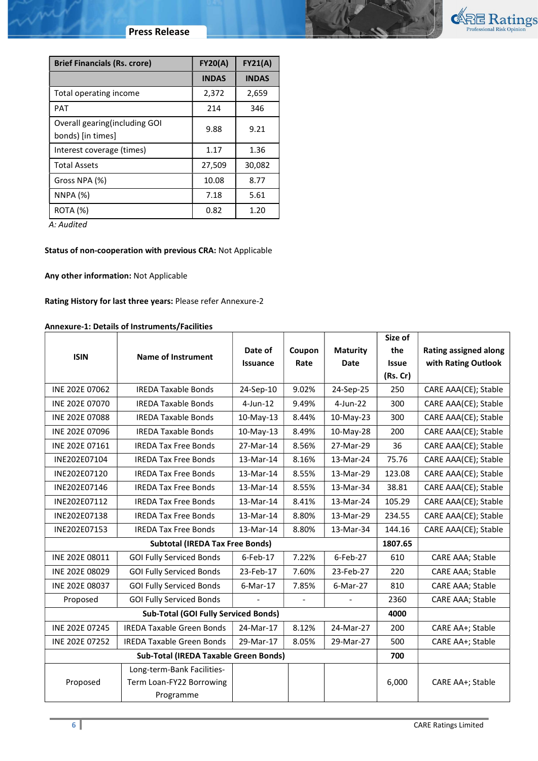| Brief Financials (Rs. crore) | FY20(A) | FY21(A) |
|---|---|---|
| | INDAS | INDAS |
| Total operating income | 2,372 | 2,659 |
| PAT | 214 | 346 |
| Overall gearing(including GOI bonds) [in times] | 9.88 | 9.21 |
| Interest coverage (times) | 1.17 | 1.36 |
| Total Assets | 27,509 | 30,082 |
| Gross NPA (%) | 10.08 | 8.77 |
| NNPA (%) | 7.18 | 5.61 |
| ROTA (%) | 0.82 | 1.20 |

*A: Audited*

**Status of non-cooperation with previous CRA:** Not Applicable

**Any other information:** Not Applicable

**Rating History for last three years:** Please refer Annexure-2

**Annexure-1: Details of Instruments/Facilities**

| ISIN | Name of Instrument | Date of Issuance | Coupon Rate | Maturity Date | Size of the Issue (Rs. Cr) | Rating assigned along with Rating Outlook |
|---|---|---|---|---|---|---|
| INE 202E 07062 | IREDA Taxable Bonds | 24-Sep-10 | 9.02% | 24-Sep-25 | 250 | CARE AAA(CE); Stable |
| INE 202E 07070 | IREDA Taxable Bonds | 4-Jun-12 | 9.49% | 4-Jun-22 | 300 | CARE AAA(CE); Stable |
| INE 202E 07088 | IREDA Taxable Bonds | 10-May-13 | 8.44% | 10-May-23 | 300 | CARE AAA(CE); Stable |
| INE 202E 07096 | IREDA Taxable Bonds | 10-May-13 | 8.49% | 10-May-28 | 200 | CARE AAA(CE); Stable |
| INE 202E 07161 | IREDA Tax Free Bonds | 27-Mar-14 | 8.56% | 27-Mar-29 | 36 | CARE AAA(CE); Stable |
| INE202E07104 | IREDA Tax Free Bonds | 13-Mar-14 | 8.16% | 13-Mar-24 | 75.76 | CARE AAA(CE); Stable |
| INE202E07120 | IREDA Tax Free Bonds | 13-Mar-14 | 8.55% | 13-Mar-29 | 123.08 | CARE AAA(CE); Stable |
| INE202E07146 | IREDA Tax Free Bonds | 13-Mar-14 | 8.55% | 13-Mar-34 | 38.81 | CARE AAA(CE); Stable |
| INE202E07112 | IREDA Tax Free Bonds | 13-Mar-14 | 8.41% | 13-Mar-24 | 105.29 | CARE AAA(CE); Stable |
| INE202E07138 | IREDA Tax Free Bonds | 13-Mar-14 | 8.80% | 13-Mar-29 | 234.55 | CARE AAA(CE); Stable |
| INE202E07153 | IREDA Tax Free Bonds | 13-Mar-14 | 8.80% | 13-Mar-34 | 144.16 | CARE AAA(CE); Stable |
| **Subtotal (IREDA Tax Free Bonds)** | | | | | **1807.65** | |
| INE 202E 08011 | GOI Fully Serviced Bonds | 6-Feb-17 | 7.22% | 6-Feb-27 | 610 | CARE AAA; Stable |
| INE 202E 08029 | GOI Fully Serviced Bonds | 23-Feb-17 | 7.60% | 23-Feb-27 | 220 | CARE AAA; Stable |
| INE 202E 08037 | GOI Fully Serviced Bonds | 6-Mar-17 | 7.85% | 6-Mar-27 | 810 | CARE AAA; Stable |
| Proposed | GOI Fully Serviced Bonds | - | - | - | 2360 | CARE AAA; Stable |
| **Sub-Total (GOI Fully Serviced Bonds)** | | | | | **4000** | |
| INE 202E 07245 | IREDA Taxable Green Bonds | 24-Mar-17 | 8.12% | 24-Mar-27 | 200 | CARE AA+; Stable |
| INE 202E 07252 | IREDA Taxable Green Bonds | 29-Mar-17 | 8.05% | 29-Mar-27 | 500 | CARE AA+; Stable |
| **Sub-Total (IREDA Taxable Green Bonds)** | | | | | **700** | |
| Proposed | Long-term-Bank Facilities-Term Loan-FY22 Borrowing Programme | | | | 6,000 | CARE AA+; Stable |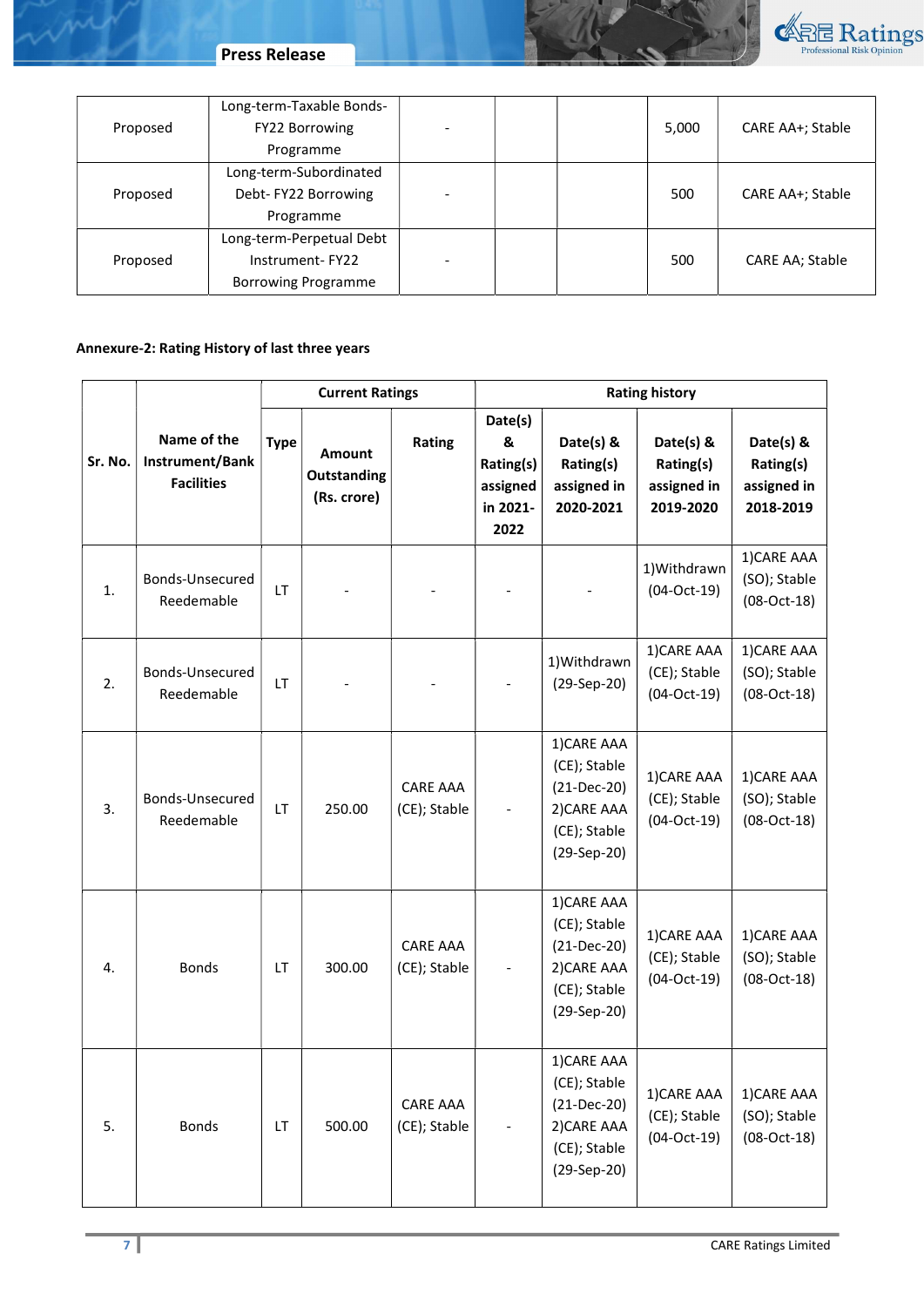| Proposed | Long-term-Taxable Bonds-FY22 Borrowing Programme | - | | | 5,000 | CARE AA+; Stable |
|---|---|---|---|---|---|---|
| Proposed | Long-term-Subordinated Debt- FY22 Borrowing Programme | - | | | 500 | CARE AA+; Stable |
| Proposed | Long-term-Perpetual Debt Instrument- FY22 Borrowing Programme | - | | | 500 | CARE AA; Stable |

**Annexure-2: Rating History of last three years**

| Sr. No. | Name of the Instrument/Bank Facilities | Current Ratings | | | Rating history | | | |
|---|---|---|---|---|---|---|---|---|
| | | Type | Amount Outstanding (Rs. crore) | Rating | Date(s) & Rating(s) assigned in 2021-2022 | Date(s) & Rating(s) assigned in 2020-2021 | Date(s) & Rating(s) assigned in 2019-2020 | Date(s) & Rating(s) assigned in 2018-2019 |
| 1. | Bonds-Unsecured Reedemable | LT | - | - | - | - | 1)Withdrawn (04-Oct-19) | 1)CARE AAA (SO); Stable (08-Oct-18) |
| 2. | Bonds-Unsecured Reedemable | LT | - | - | - | 1)Withdrawn (29-Sep-20) | 1)CARE AAA (CE); Stable (04-Oct-19) | 1)CARE AAA (SO); Stable (08-Oct-18) |
| 3. | Bonds-Unsecured Reedemable | LT | 250.00 | CARE AAA (CE); Stable | - | 1)CARE AAA (CE); Stable (21-Dec-20) 2)CARE AAA (CE); Stable (29-Sep-20) | 1)CARE AAA (CE); Stable (04-Oct-19) | 1)CARE AAA (SO); Stable (08-Oct-18) |
| 4. | Bonds | LT | 300.00 | CARE AAA (CE); Stable | - | 1)CARE AAA (CE); Stable (21-Dec-20) 2)CARE AAA (CE); Stable (29-Sep-20) | 1)CARE AAA (CE); Stable (04-Oct-19) | 1)CARE AAA (SO); Stable (08-Oct-18) |
| 5. | Bonds | LT | 500.00 | CARE AAA (CE); Stable | - | 1)CARE AAA (CE); Stable (21-Dec-20) 2)CARE AAA (CE); Stable (29-Sep-20) | 1)CARE AAA (CE); Stable (04-Oct-19) | 1)CARE AAA (SO); Stable (08-Oct-18) |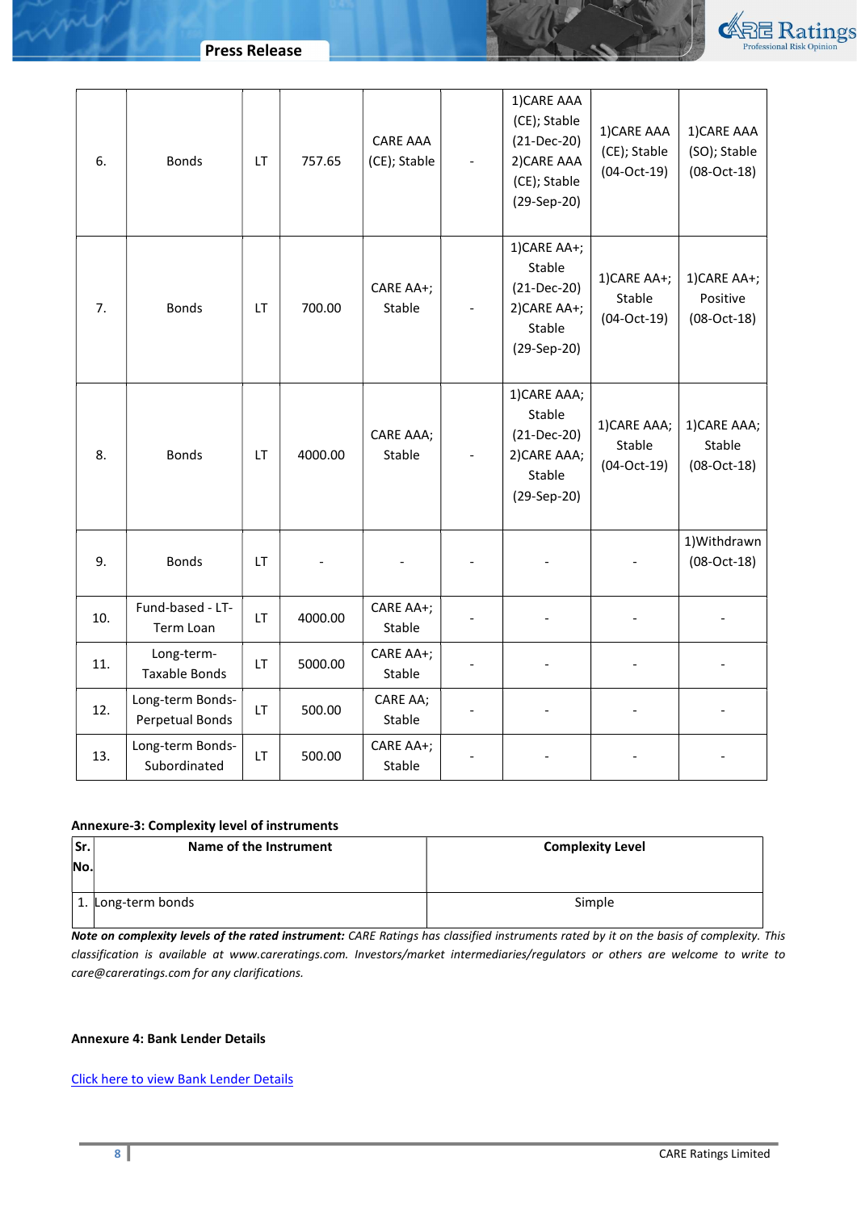| 6. | Bonds | LT | 757.65 | CARE AAA (CE); Stable | - | 1)CARE AAA (CE); Stable (21-Dec-20)<br>2)CARE AAA (CE); Stable (29-Sep-20) | 1)CARE AAA (CE); Stable (04-Oct-19) | 1)CARE AAA (SO); Stable (08-Oct-18) |
|---|---|---|---|---|---|---|---|---|
| 7. | Bonds | LT | 700.00 | CARE AA+; Stable | - | 1)CARE AA+; Stable (21-Dec-20)<br>2)CARE AA+; Stable (29-Sep-20) | 1)CARE AA+; Stable (04-Oct-19) | 1)CARE AA+; Positive (08-Oct-18) |
| 8. | Bonds | LT | 4000.00 | CARE AAA; Stable | - | 1)CARE AAA; Stable (21-Dec-20)<br>2)CARE AAA; Stable (29-Sep-20) | 1)CARE AAA; Stable (04-Oct-19) | 1)CARE AAA; Stable (08-Oct-18) |
| 9. | Bonds | LT | - | - | - | - | - | 1)Withdrawn (08-Oct-18) |
| 10. | Fund-based - LT-Term Loan | LT | 4000.00 | CARE AA+; Stable | - | - | - | - |
| 11. | Long-term-Taxable Bonds | LT | 5000.00 | CARE AA+; Stable | - | - | - | - |
| 12. | Long-term Bonds-Perpetual Bonds | LT | 500.00 | CARE AA; Stable | - | - | - | - |
| 13. | Long-term Bonds-Subordinated | LT | 500.00 | CARE AA+; Stable | - | - | - | - |

**Annexure-3: Complexity level of instruments**

| Sr. No. | Name of the Instrument | Complexity Level |
|---|---|---|
| 1. | Long-term bonds | Simple |

***Note on complexity levels of the rated instrument:*** *CARE Ratings has classified instruments rated by it on the basis of complexity. This classification is available at www.careratings.com. Investors/market intermediaries/regulators or others are welcome to write to care@careratings.com for any clarifications.*

**Annexure 4: Bank Lender Details**

Click here to view Bank Lender Details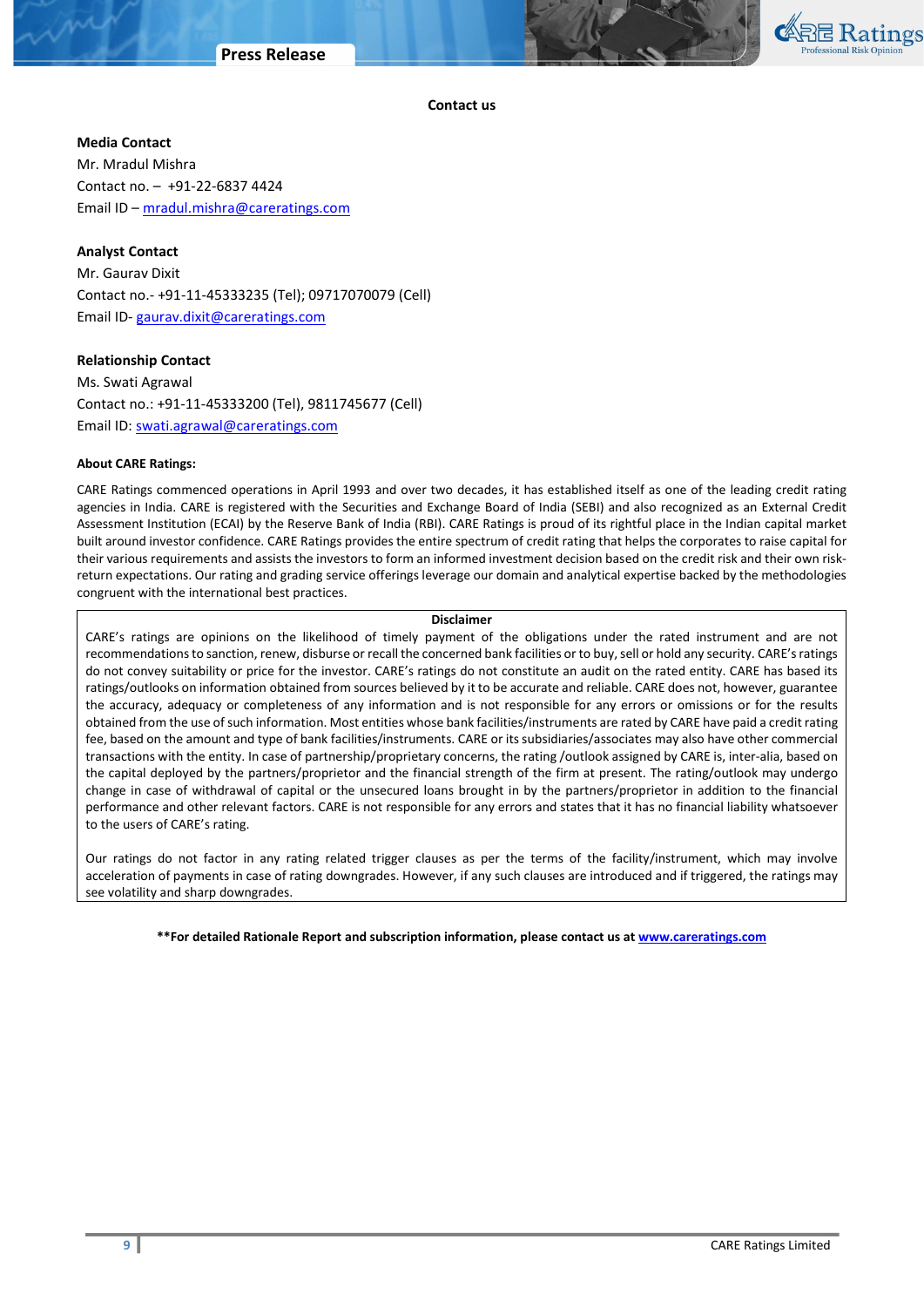## Contact us

**Media Contact**
Mr. Mradul Mishra
Contact no. – +91-22-6837 4424
Email ID – mradul.mishra@careratings.com

**Analyst Contact**
Mr. Gaurav Dixit
Contact no.- +91-11-45333235 (Tel); 09717070079 (Cell)
Email ID- gaurav.dixit@careratings.com

**Relationship Contact**
Ms. Swati Agrawal
Contact no.: +91-11-45333200 (Tel), 9811745677 (Cell)
Email ID: swati.agrawal@careratings.com

**About CARE Ratings:**

CARE Ratings commenced operations in April 1993 and over two decades, it has established itself as one of the leading credit rating agencies in India. CARE is registered with the Securities and Exchange Board of India (SEBI) and also recognized as an External Credit Assessment Institution (ECAI) by the Reserve Bank of India (RBI). CARE Ratings is proud of its rightful place in the Indian capital market built around investor confidence. CARE Ratings provides the entire spectrum of credit rating that helps the corporates to raise capital for their various requirements and assists the investors to form an informed investment decision based on the credit risk and their own risk-return expectations. Our rating and grading service offerings leverage our domain and analytical expertise backed by the methodologies congruent with the international best practices.

**Disclaimer**

CARE's ratings are opinions on the likelihood of timely payment of the obligations under the rated instrument and are not recommendations to sanction, renew, disburse or recall the concerned bank facilities or to buy, sell or hold any security. CARE's ratings do not convey suitability or price for the investor. CARE's ratings do not constitute an audit on the rated entity. CARE has based its ratings/outlooks on information obtained from sources believed by it to be accurate and reliable. CARE does not, however, guarantee the accuracy, adequacy or completeness of any information and is not responsible for any errors or omissions or for the results obtained from the use of such information. Most entities whose bank facilities/instruments are rated by CARE have paid a credit rating fee, based on the amount and type of bank facilities/instruments. CARE or its subsidiaries/associates may also have other commercial transactions with the entity. In case of partnership/proprietary concerns, the rating /outlook assigned by CARE is, inter-alia, based on the capital deployed by the partners/proprietor and the financial strength of the firm at present. The rating/outlook may undergo change in case of withdrawal of capital or the unsecured loans brought in by the partners/proprietor in addition to the financial performance and other relevant factors. CARE is not responsible for any errors and states that it has no financial liability whatsoever to the users of CARE's rating.

Our ratings do not factor in any rating related trigger clauses as per the terms of the facility/instrument, which may involve acceleration of payments in case of rating downgrades. However, if any such clauses are introduced and if triggered, the ratings may see volatility and sharp downgrades.

**\*\*For detailed Rationale Report and subscription information, please contact us at www.careratings.com**